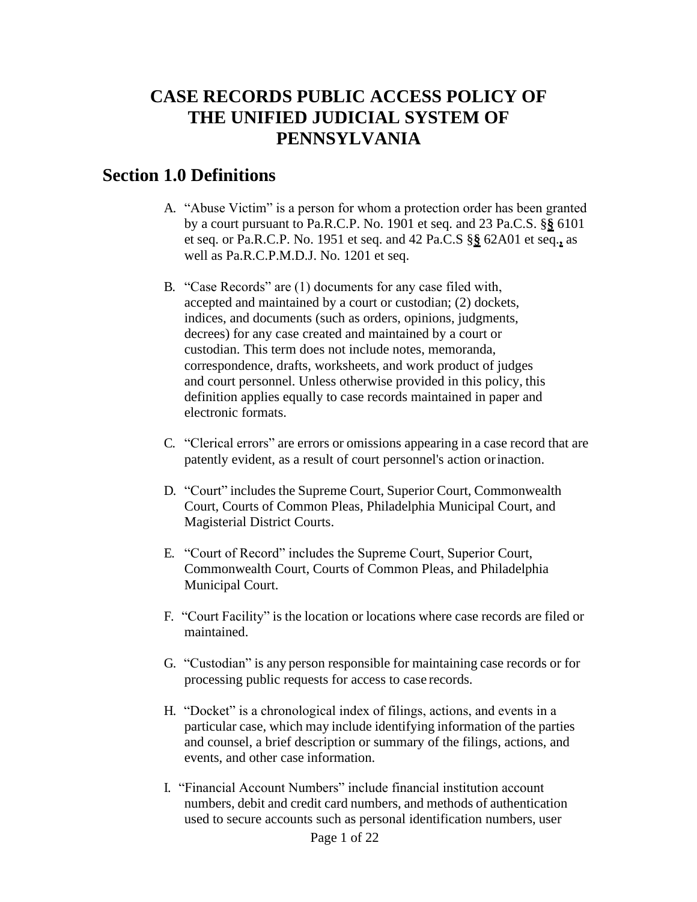# CASE RECORDS PUBLIC ACCESS POLICY OF THE UNIFIED JUDICIAL SYSTEM OF PENNSYLVANIA

## Section 1.0 Definitions

A. "Abuse Victim" is a person for whom a protection order has been granted by a court pursuant to Pa.R.C.P. No. 1901 et seq. and 23 Pa.C.S. §§ 6101 et seq. or Pa.R.C.P. No. 1951 et seq. and 42 Pa.C.S §§ 62A01 et seq., as well as Pa.R.C.P.M.D.J. No. 1201 et seq.

B. "Case Records" are (1) documents for any case filed with, accepted and maintained by a court or custodian; (2) dockets, indices, and documents (such as orders, opinions, judgments, decrees) for any case created and maintained by a court or custodian. This term does not include notes, memoranda, correspondence, drafts, worksheets, and work product of judges and court personnel. Unless otherwise provided in this policy, this definition applies equally to case records maintained in paper and electronic formats.

C. "Clerical errors" are errors or omissions appearing in a case record that are patently evident, as a result of court personnel's action or inaction.

D. "Court" includes the Supreme Court, Superior Court, Commonwealth Court, Courts of Common Pleas, Philadelphia Municipal Court, and Magisterial District Courts.

E. "Court of Record" includes the Supreme Court, Superior Court, Commonwealth Court, Courts of Common Pleas, and Philadelphia Municipal Court.

F. "Court Facility" is the location or locations where case records are filed or maintained.

G. "Custodian" is any person responsible for maintaining case records or for processing public requests for access to case records.

H. "Docket" is a chronological index of filings, actions, and events in a particular case, which may include identifying information of the parties and counsel, a brief description or summary of the filings, actions, and events, and other case information.

I. "Financial Account Numbers" include financial institution account numbers, debit and credit card numbers, and methods of authentication used to secure accounts such as personal identification numbers, user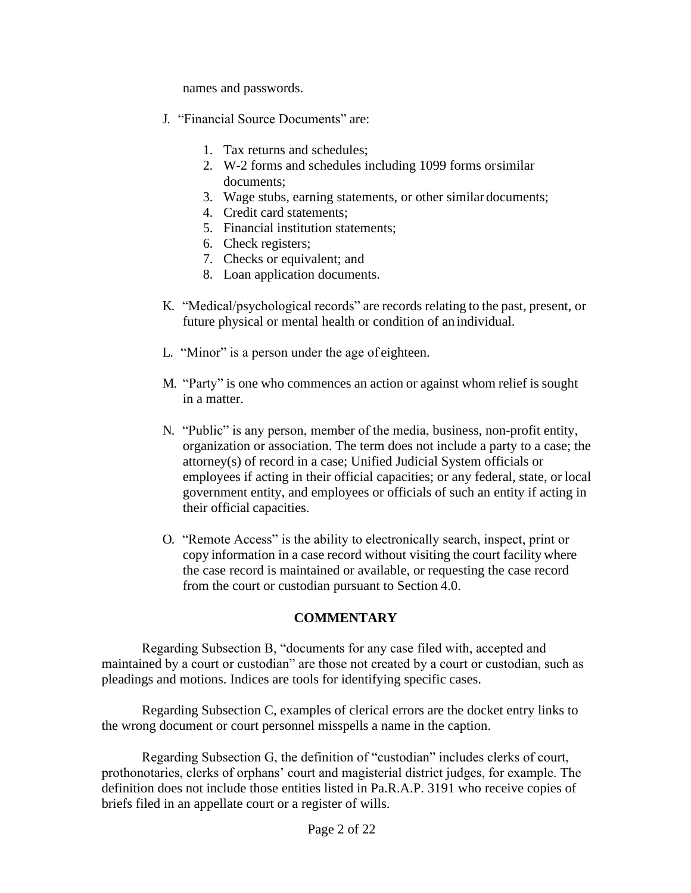names and passwords.

J. "Financial Source Documents" are:

   1. Tax returns and schedules;
   2. W-2 forms and schedules including 1099 forms or similar documents;
   3. Wage stubs, earning statements, or other similar documents;
   4. Credit card statements;
   5. Financial institution statements;
   6. Check registers;
   7. Checks or equivalent; and
   8. Loan application documents.

K. "Medical/psychological records" are records relating to the past, present, or future physical or mental health or condition of an individual.

L. "Minor" is a person under the age of eighteen.

M. "Party" is one who commences an action or against whom relief is sought in a matter.

N. "Public" is any person, member of the media, business, non-profit entity, organization or association. The term does not include a party to a case; the attorney(s) of record in a case; Unified Judicial System officials or employees if acting in their official capacities; or any federal, state, or local government entity, and employees or officials of such an entity if acting in their official capacities.

O. "Remote Access" is the ability to electronically search, inspect, print or copy information in a case record without visiting the court facility where the case record is maintained or available, or requesting the case record from the court or custodian pursuant to Section 4.0.

## COMMENTARY

Regarding Subsection B, "documents for any case filed with, accepted and maintained by a court or custodian" are those not created by a court or custodian, such as pleadings and motions. Indices are tools for identifying specific cases.

Regarding Subsection C, examples of clerical errors are the docket entry links to the wrong document or court personnel misspells a name in the caption.

Regarding Subsection G, the definition of "custodian" includes clerks of court, prothonotaries, clerks of orphans' court and magisterial district judges, for example. The definition does not include those entities listed in Pa.R.A.P. 3191 who receive copies of briefs filed in an appellate court or a register of wills.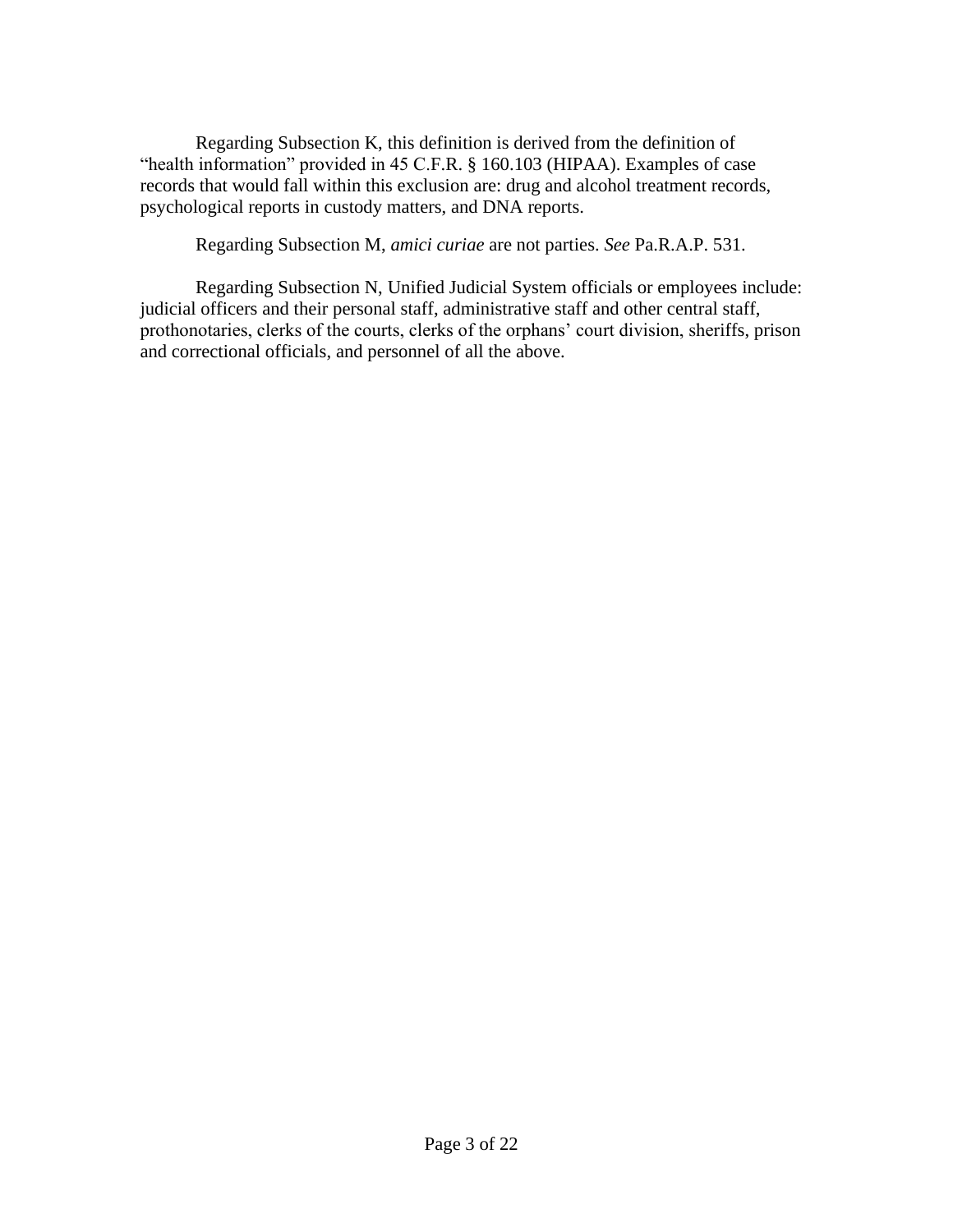Regarding Subsection K, this definition is derived from the definition of "health information" provided in 45 C.F.R. § 160.103 (HIPAA). Examples of case records that would fall within this exclusion are: drug and alcohol treatment records, psychological reports in custody matters, and DNA reports.

Regarding Subsection M, *amici curiae* are not parties. *See* Pa.R.A.P. 531.

Regarding Subsection N, Unified Judicial System officials or employees include: judicial officers and their personal staff, administrative staff and other central staff, prothonotaries, clerks of the courts, clerks of the orphans' court division, sheriffs, prison and correctional officials, and personnel of all the above.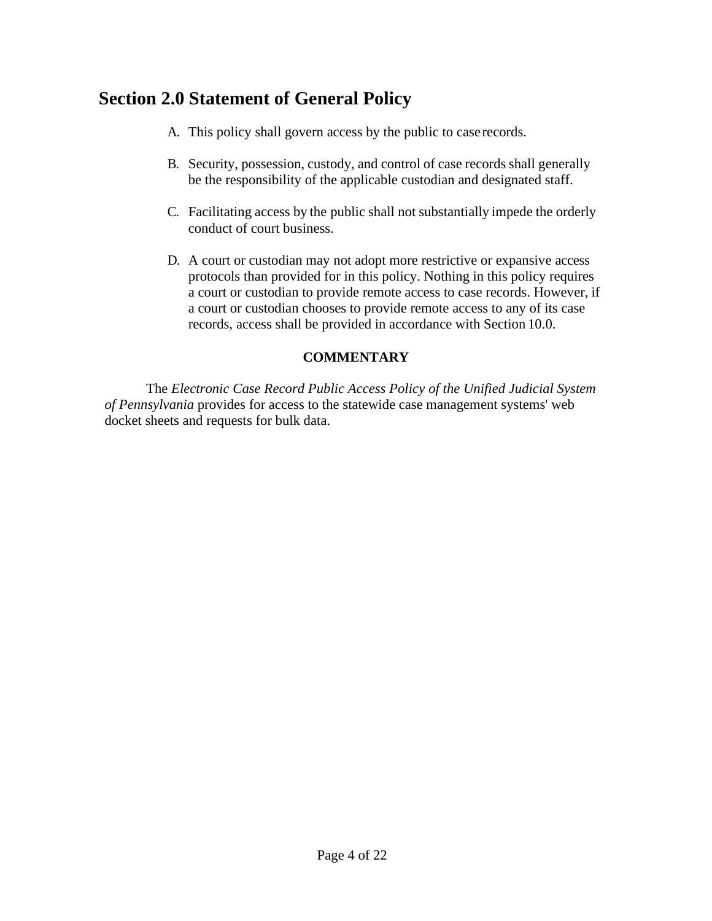## Section 2.0 Statement of General Policy

A. This policy shall govern access by the public to case records.

B. Security, possession, custody, and control of case records shall generally be the responsibility of the applicable custodian and designated staff.

C. Facilitating access by the public shall not substantially impede the orderly conduct of court business.

D. A court or custodian may not adopt more restrictive or expansive access protocols than provided for in this policy. Nothing in this policy requires a court or custodian to provide remote access to case records. However, if a court or custodian chooses to provide remote access to any of its case records, access shall be provided in accordance with Section 10.0.

**COMMENTARY**

The *Electronic Case Record Public Access Policy of the Unified Judicial System of Pennsylvania* provides for access to the statewide case management systems' web docket sheets and requests for bulk data.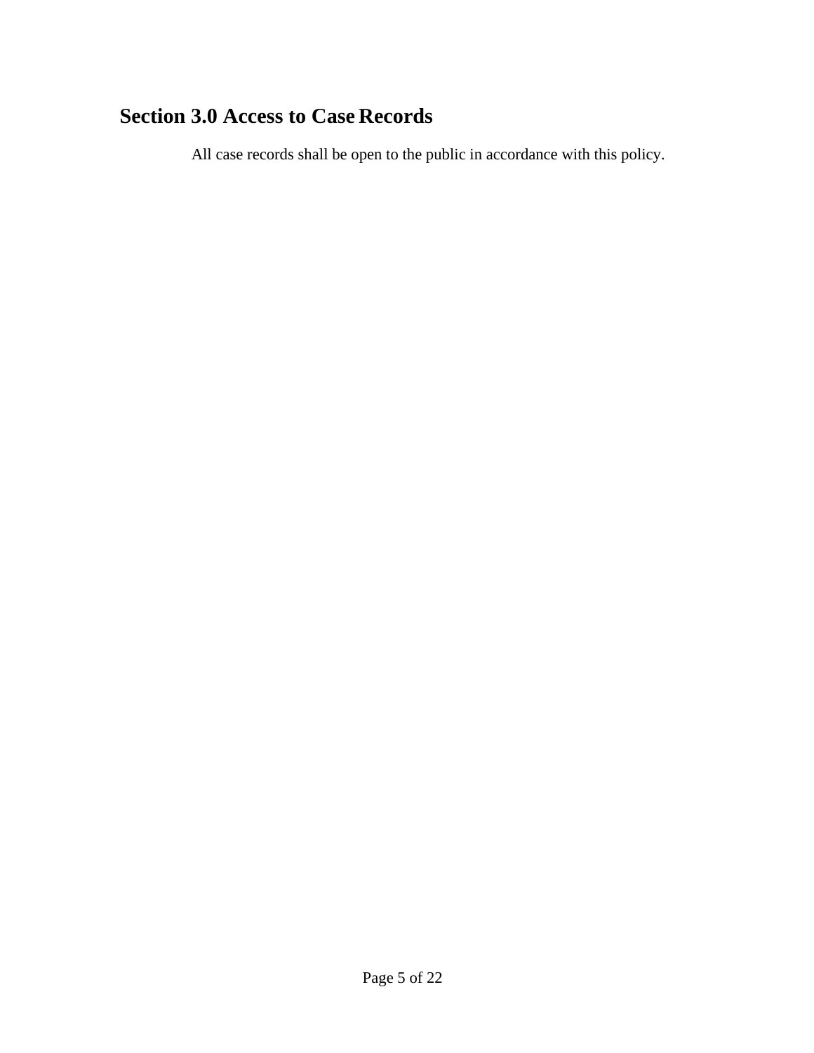## Section 3.0 Access to Case Records

All case records shall be open to the public in accordance with this policy.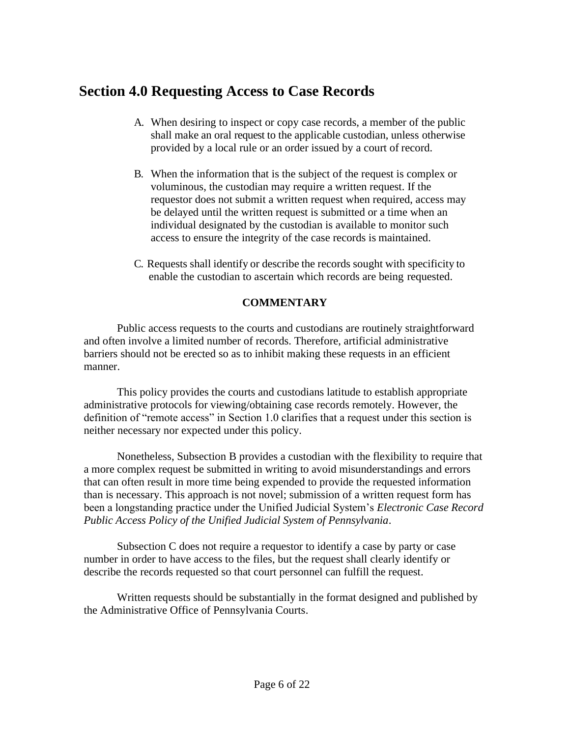## Section 4.0 Requesting Access to Case Records

A. When desiring to inspect or copy case records, a member of the public shall make an oral request to the applicable custodian, unless otherwise provided by a local rule or an order issued by a court of record.

B. When the information that is the subject of the request is complex or voluminous, the custodian may require a written request. If the requestor does not submit a written request when required, access may be delayed until the written request is submitted or a time when an individual designated by the custodian is available to monitor such access to ensure the integrity of the case records is maintained.

C. Requests shall identify or describe the records sought with specificity to enable the custodian to ascertain which records are being requested.

**COMMENTARY**

Public access requests to the courts and custodians are routinely straightforward and often involve a limited number of records. Therefore, artificial administrative barriers should not be erected so as to inhibit making these requests in an efficient manner.

This policy provides the courts and custodians latitude to establish appropriate administrative protocols for viewing/obtaining case records remotely. However, the definition of "remote access" in Section 1.0 clarifies that a request under this section is neither necessary nor expected under this policy.

Nonetheless, Subsection B provides a custodian with the flexibility to require that a more complex request be submitted in writing to avoid misunderstandings and errors that can often result in more time being expended to provide the requested information than is necessary. This approach is not novel; submission of a written request form has been a longstanding practice under the Unified Judicial System's *Electronic Case Record Public Access Policy of the Unified Judicial System of Pennsylvania*.

Subsection C does not require a requestor to identify a case by party or case number in order to have access to the files, but the request shall clearly identify or describe the records requested so that court personnel can fulfill the request.

Written requests should be substantially in the format designed and published by the Administrative Office of Pennsylvania Courts.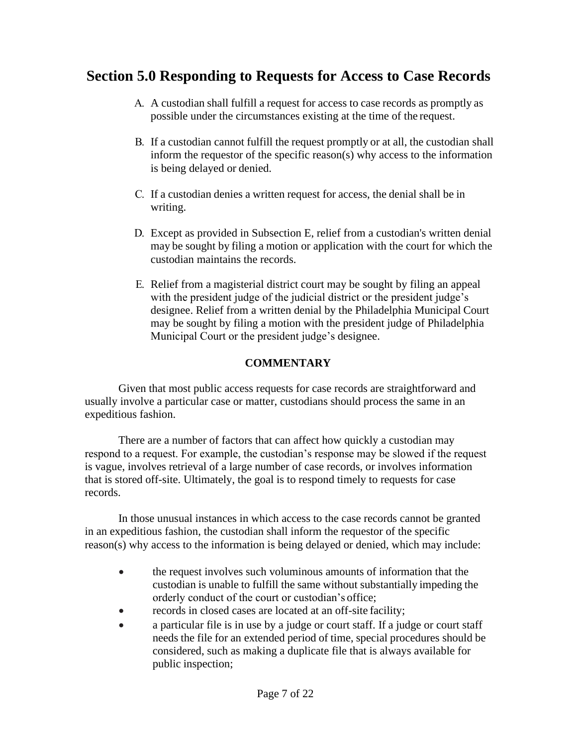## Section 5.0 Responding to Requests for Access to Case Records

A. A custodian shall fulfill a request for access to case records as promptly as possible under the circumstances existing at the time of the request.

B. If a custodian cannot fulfill the request promptly or at all, the custodian shall inform the requestor of the specific reason(s) why access to the information is being delayed or denied.

C. If a custodian denies a written request for access, the denial shall be in writing.

D. Except as provided in Subsection E, relief from a custodian's written denial may be sought by filing a motion or application with the court for which the custodian maintains the records.

E. Relief from a magisterial district court may be sought by filing an appeal with the president judge of the judicial district or the president judge's designee. Relief from a written denial by the Philadelphia Municipal Court may be sought by filing a motion with the president judge of Philadelphia Municipal Court or the president judge's designee.

**COMMENTARY**

Given that most public access requests for case records are straightforward and usually involve a particular case or matter, custodians should process the same in an expeditious fashion.

There are a number of factors that can affect how quickly a custodian may respond to a request. For example, the custodian's response may be slowed if the request is vague, involves retrieval of a large number of case records, or involves information that is stored off-site. Ultimately, the goal is to respond timely to requests for case records.

In those unusual instances in which access to the case records cannot be granted in an expeditious fashion, the custodian shall inform the requestor of the specific reason(s) why access to the information is being delayed or denied, which may include:

- the request involves such voluminous amounts of information that the custodian is unable to fulfill the same without substantially impeding the orderly conduct of the court or custodian's office;
- records in closed cases are located at an off-site facility;
- a particular file is in use by a judge or court staff. If a judge or court staff needs the file for an extended period of time, special procedures should be considered, such as making a duplicate file that is always available for public inspection;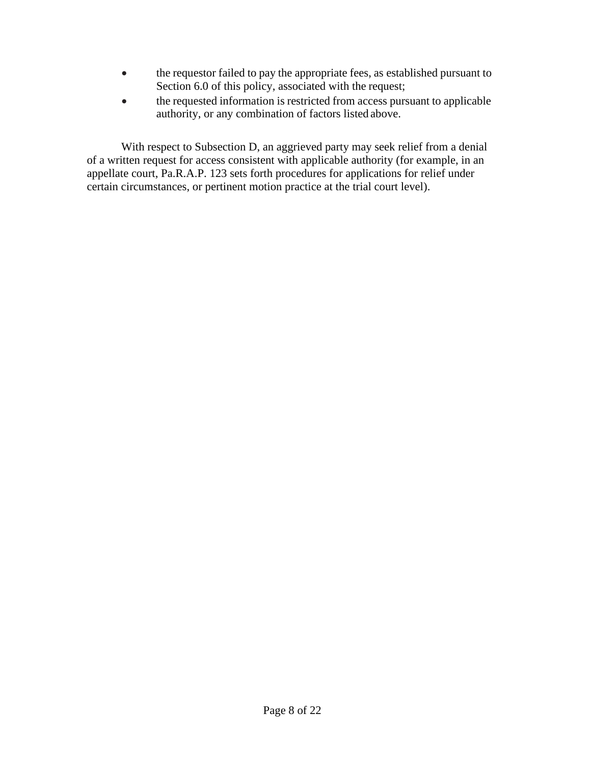- the requestor failed to pay the appropriate fees, as established pursuant to Section 6.0 of this policy, associated with the request;
- the requested information is restricted from access pursuant to applicable authority, or any combination of factors listed above.

With respect to Subsection D, an aggrieved party may seek relief from a denial of a written request for access consistent with applicable authority (for example, in an appellate court, Pa.R.A.P. 123 sets forth procedures for applications for relief under certain circumstances, or pertinent motion practice at the trial court level).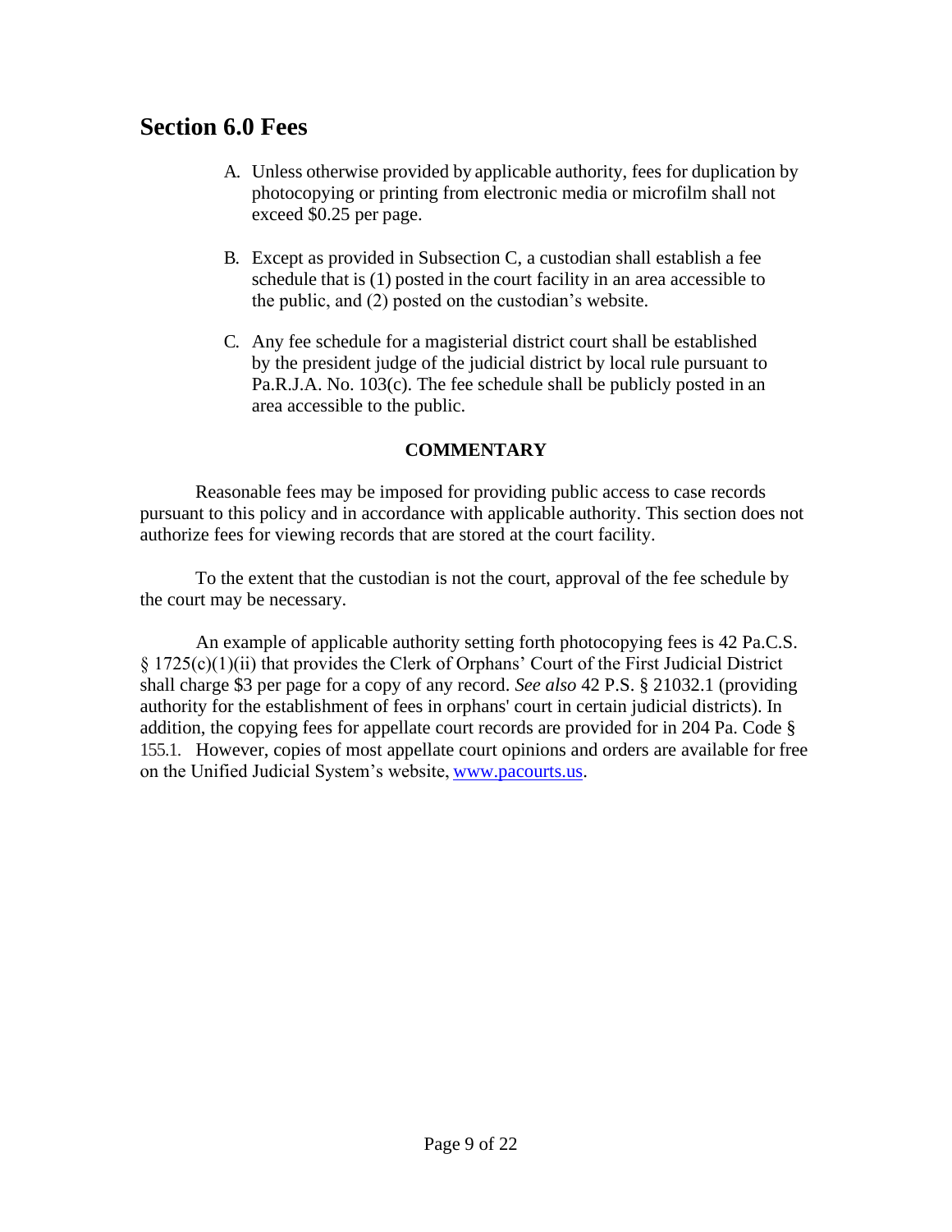## Section 6.0 Fees

A. Unless otherwise provided by applicable authority, fees for duplication by photocopying or printing from electronic media or microfilm shall not exceed $0.25 per page.

B. Except as provided in Subsection C, a custodian shall establish a fee schedule that is (1) posted in the court facility in an area accessible to the public, and (2) posted on the custodian's website.

C. Any fee schedule for a magisterial district court shall be established by the president judge of the judicial district by local rule pursuant to Pa.R.J.A. No. 103(c). The fee schedule shall be publicly posted in an area accessible to the public.

**COMMENTARY**

Reasonable fees may be imposed for providing public access to case records pursuant to this policy and in accordance with applicable authority. This section does not authorize fees for viewing records that are stored at the court facility.

To the extent that the custodian is not the court, approval of the fee schedule by the court may be necessary.

An example of applicable authority setting forth photocopying fees is 42 Pa.C.S. § 1725(c)(1)(ii) that provides the Clerk of Orphans' Court of the First Judicial District shall charge $3 per page for a copy of any record. *See also* 42 P.S. § 21032.1 (providing authority for the establishment of fees in orphans' court in certain judicial districts). In addition, the copying fees for appellate court records are provided for in 204 Pa. Code § 155.1. However, copies of most appellate court opinions and orders are available for free on the Unified Judicial System's website, www.pacourts.us.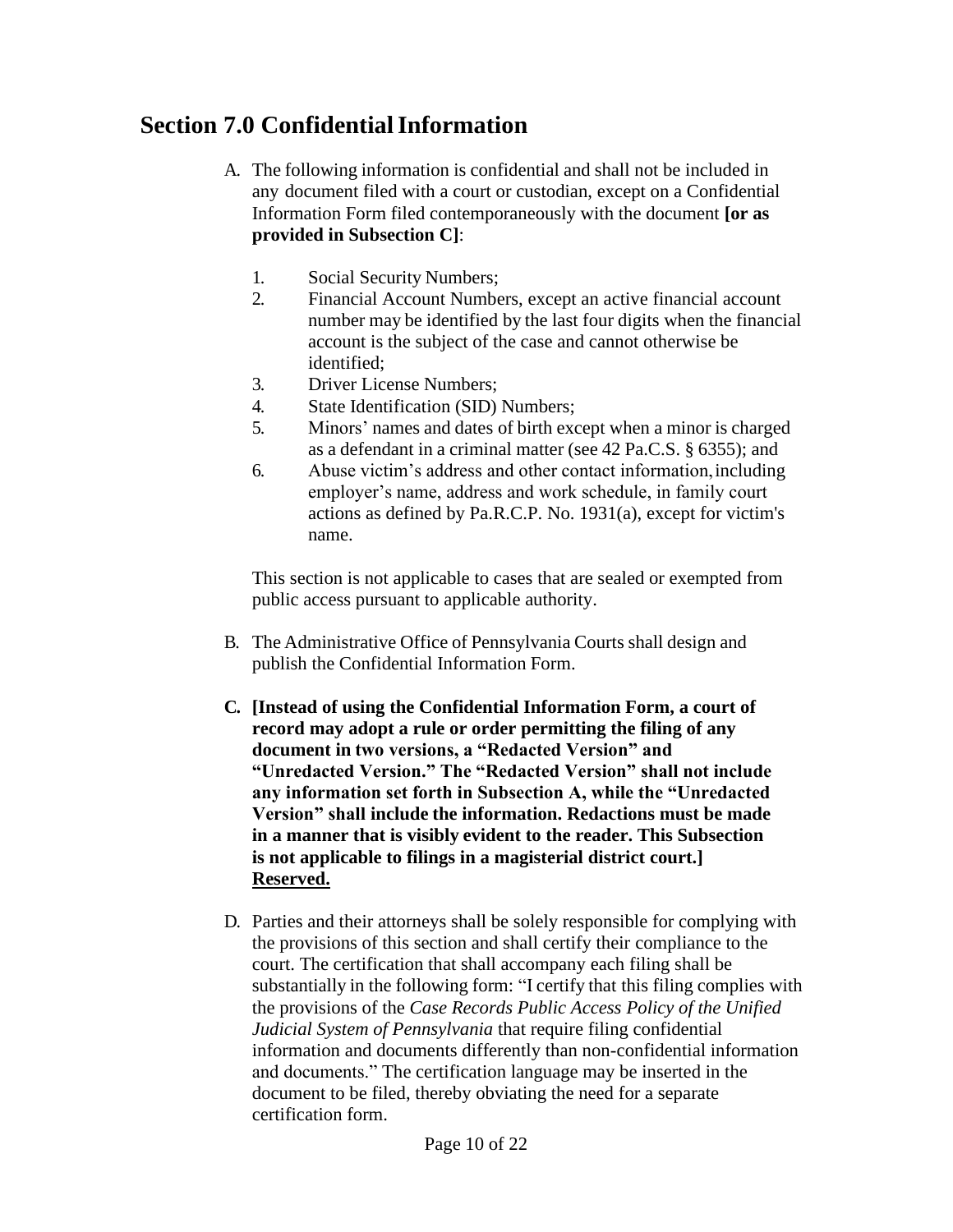## Section 7.0 Confidential Information

A. The following information is confidential and shall not be included in any document filed with a court or custodian, except on a Confidential Information Form filed contemporaneously with the document **[or as provided in Subsection C]**:

1. Social Security Numbers;
2. Financial Account Numbers, except an active financial account number may be identified by the last four digits when the financial account is the subject of the case and cannot otherwise be identified;
3. Driver License Numbers;
4. State Identification (SID) Numbers;
5. Minors' names and dates of birth except when a minor is charged as a defendant in a criminal matter (see 42 Pa.C.S. § 6355); and
6. Abuse victim's address and other contact information, including employer's name, address and work schedule, in family court actions as defined by Pa.R.C.P. No. 1931(a), except for victim's name.

This section is not applicable to cases that are sealed or exempted from public access pursuant to applicable authority.

B. The Administrative Office of Pennsylvania Courts shall design and publish the Confidential Information Form.

**C. [Instead of using the Confidential Information Form, a court of record may adopt a rule or order permitting the filing of any document in two versions, a "Redacted Version" and "Unredacted Version." The "Redacted Version" shall not include any information set forth in Subsection A, while the "Unredacted Version" shall include the information. Redactions must be made in a manner that is visibly evident to the reader. This Subsection is not applicable to filings in a magisterial district court.]** <u>**Reserved.**</u>

D. Parties and their attorneys shall be solely responsible for complying with the provisions of this section and shall certify their compliance to the court. The certification that shall accompany each filing shall be substantially in the following form: "I certify that this filing complies with the provisions of the *Case Records Public Access Policy of the Unified Judicial System of Pennsylvania* that require filing confidential information and documents differently than non-confidential information and documents." The certification language may be inserted in the document to be filed, thereby obviating the need for a separate certification form.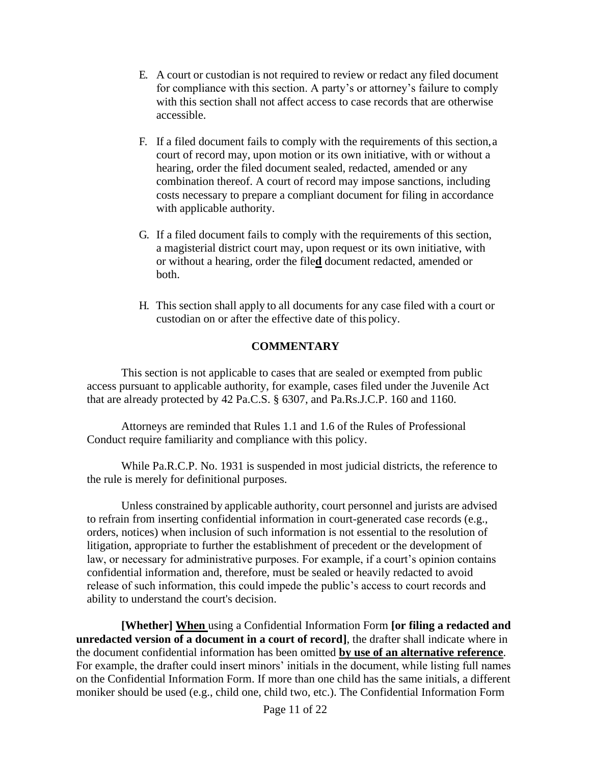E. A court or custodian is not required to review or redact any filed document for compliance with this section. A party's or attorney's failure to comply with this section shall not affect access to case records that are otherwise accessible.

F. If a filed document fails to comply with the requirements of this section, a court of record may, upon motion or its own initiative, with or without a hearing, order the filed document sealed, redacted, amended or any combination thereof. A court of record may impose sanctions, including costs necessary to prepare a compliant document for filing in accordance with applicable authority.

G. If a filed document fails to comply with the requirements of this section, a magisterial district court may, upon request or its own initiative, with or without a hearing, order the file**d** document redacted, amended or both.

H. This section shall apply to all documents for any case filed with a court or custodian on or after the effective date of this policy.

**COMMENTARY**

This section is not applicable to cases that are sealed or exempted from public access pursuant to applicable authority, for example, cases filed under the Juvenile Act that are already protected by 42 Pa.C.S. § 6307, and Pa.Rs.J.C.P. 160 and 1160.

Attorneys are reminded that Rules 1.1 and 1.6 of the Rules of Professional Conduct require familiarity and compliance with this policy.

While Pa.R.C.P. No. 1931 is suspended in most judicial districts, the reference to the rule is merely for definitional purposes.

Unless constrained by applicable authority, court personnel and jurists are advised to refrain from inserting confidential information in court-generated case records (e.g., orders, notices) when inclusion of such information is not essential to the resolution of litigation, appropriate to further the establishment of precedent or the development of law, or necessary for administrative purposes. For example, if a court's opinion contains confidential information and, therefore, must be sealed or heavily redacted to avoid release of such information, this could impede the public's access to court records and ability to understand the court's decision.

**[Whether]** **When** using a Confidential Information Form **[or filing a redacted and unredacted version of a document in a court of record]**, the drafter shall indicate where in the document confidential information has been omitted **by use of an alternative reference**. For example, the drafter could insert minors' initials in the document, while listing full names on the Confidential Information Form. If more than one child has the same initials, a different moniker should be used (e.g., child one, child two, etc.). The Confidential Information Form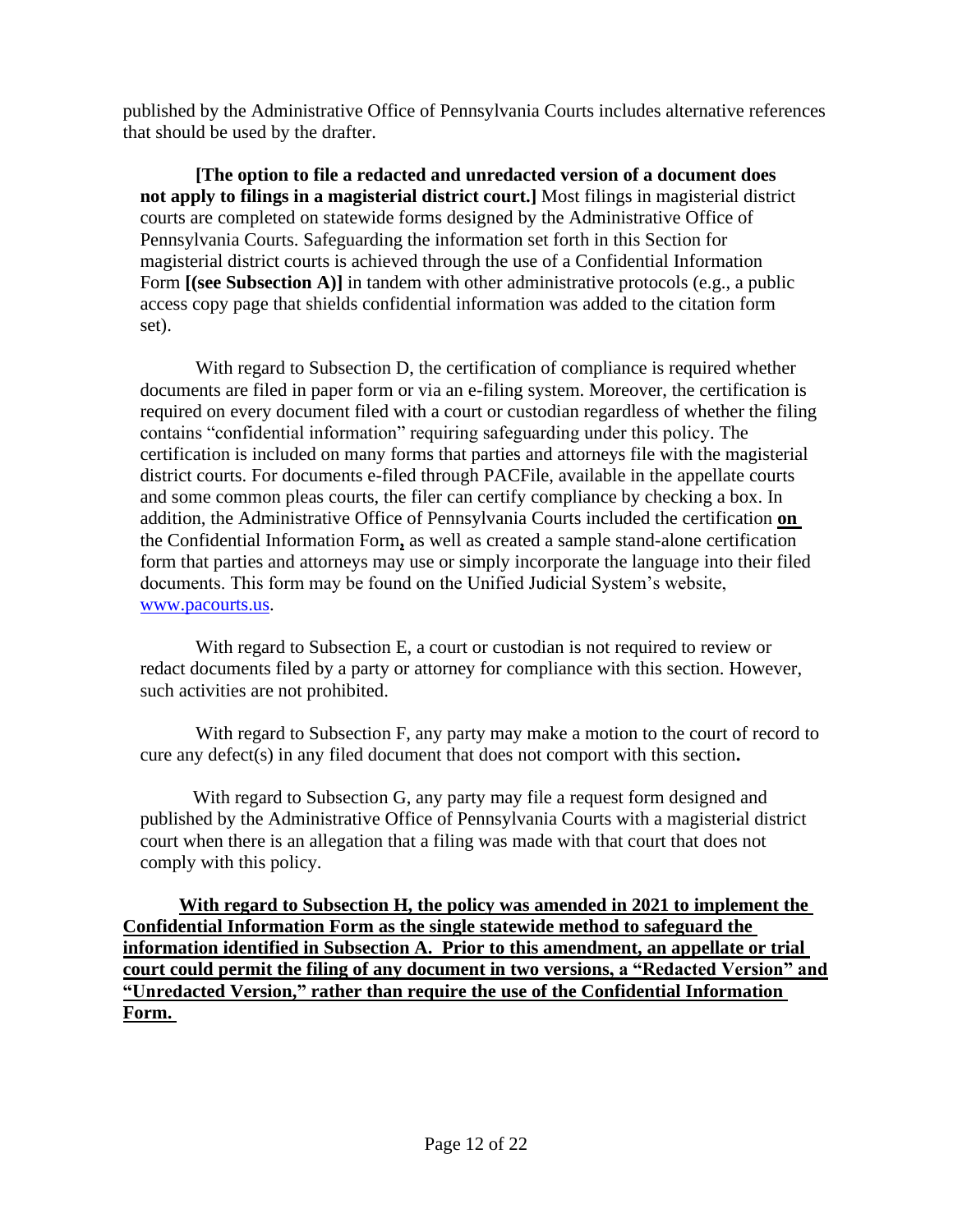published by the Administrative Office of Pennsylvania Courts includes alternative references that should be used by the drafter.

**[The option to file a redacted and unredacted version of a document does not apply to filings in a magisterial district court.]** Most filings in magisterial district courts are completed on statewide forms designed by the Administrative Office of Pennsylvania Courts. Safeguarding the information set forth in this Section for magisterial district courts is achieved through the use of a Confidential Information Form **[(see Subsection A)]** in tandem with other administrative protocols (e.g., a public access copy page that shields confidential information was added to the citation form set).

With regard to Subsection D, the certification of compliance is required whether documents are filed in paper form or via an e-filing system. Moreover, the certification is required on every document filed with a court or custodian regardless of whether the filing contains "confidential information" requiring safeguarding under this policy. The certification is included on many forms that parties and attorneys file with the magisterial district courts. For documents e-filed through PACFile, available in the appellate courts and some common pleas courts, the filer can certify compliance by checking a box. In addition, the Administrative Office of Pennsylvania Courts included the certification **<u>on</u>** the Confidential Information Form**<u>,</u>** as well as created a sample stand-alone certification form that parties and attorneys may use or simply incorporate the language into their filed documents. This form may be found on the Unified Judicial System's website, [www.pacourts.us](http://www.pacourts.us).

With regard to Subsection E, a court or custodian is not required to review or redact documents filed by a party or attorney for compliance with this section. However, such activities are not prohibited.

With regard to Subsection F, any party may make a motion to the court of record to cure any defect(s) in any filed document that does not comport with this section**.**

With regard to Subsection G, any party may file a request form designed and published by the Administrative Office of Pennsylvania Courts with a magisterial district court when there is an allegation that a filing was made with that court that does not comply with this policy.

**<u>With regard to Subsection H, the policy was amended in 2021 to implement the Confidential Information Form as the single statewide method to safeguard the information identified in Subsection A. Prior to this amendment, an appellate or trial court could permit the filing of any document in two versions, a "Redacted Version" and "Unredacted Version," rather than require the use of the Confidential Information Form.</u>**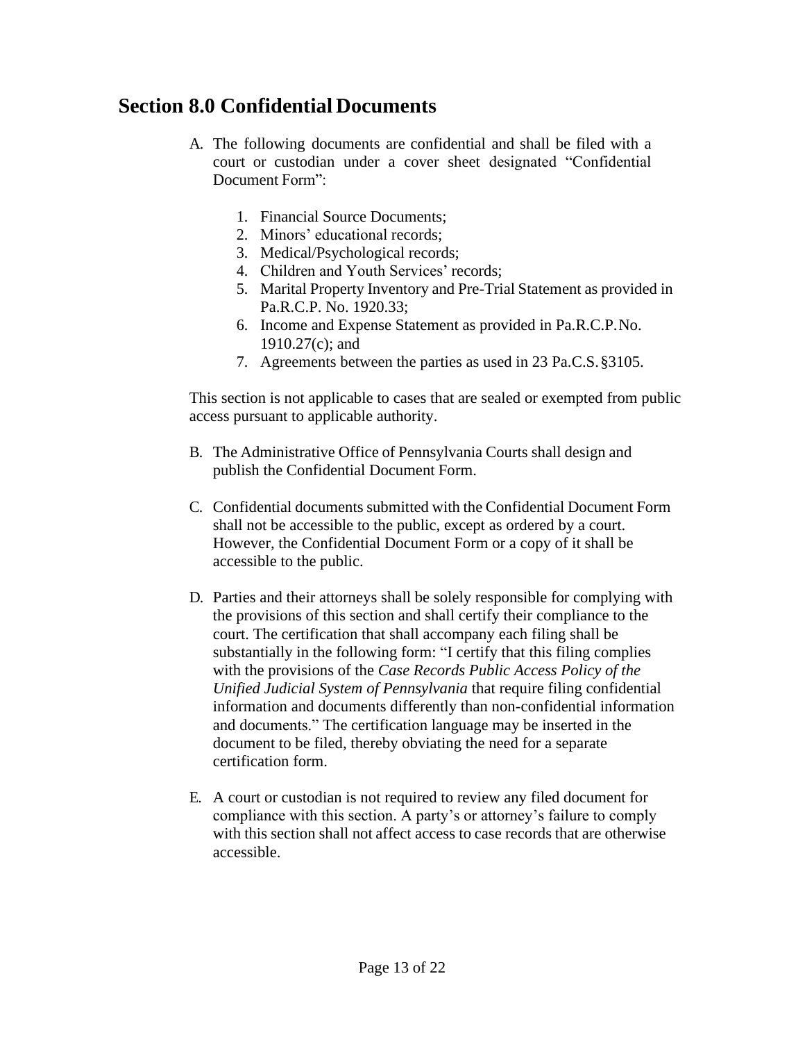## Section 8.0 Confidential Documents

A. The following documents are confidential and shall be filed with a court or custodian under a cover sheet designated "Confidential Document Form":

1. Financial Source Documents;
2. Minors' educational records;
3. Medical/Psychological records;
4. Children and Youth Services' records;
5. Marital Property Inventory and Pre-Trial Statement as provided in Pa.R.C.P. No. 1920.33;
6. Income and Expense Statement as provided in Pa.R.C.P. No. 1910.27(c); and
7. Agreements between the parties as used in 23 Pa.C.S. §3105.

This section is not applicable to cases that are sealed or exempted from public access pursuant to applicable authority.

B. The Administrative Office of Pennsylvania Courts shall design and publish the Confidential Document Form.

C. Confidential documents submitted with the Confidential Document Form shall not be accessible to the public, except as ordered by a court. However, the Confidential Document Form or a copy of it shall be accessible to the public.

D. Parties and their attorneys shall be solely responsible for complying with the provisions of this section and shall certify their compliance to the court. The certification that shall accompany each filing shall be substantially in the following form: "I certify that this filing complies with the provisions of the *Case Records Public Access Policy of the Unified Judicial System of Pennsylvania* that require filing confidential information and documents differently than non-confidential information and documents." The certification language may be inserted in the document to be filed, thereby obviating the need for a separate certification form.

E. A court or custodian is not required to review any filed document for compliance with this section. A party's or attorney's failure to comply with this section shall not affect access to case records that are otherwise accessible.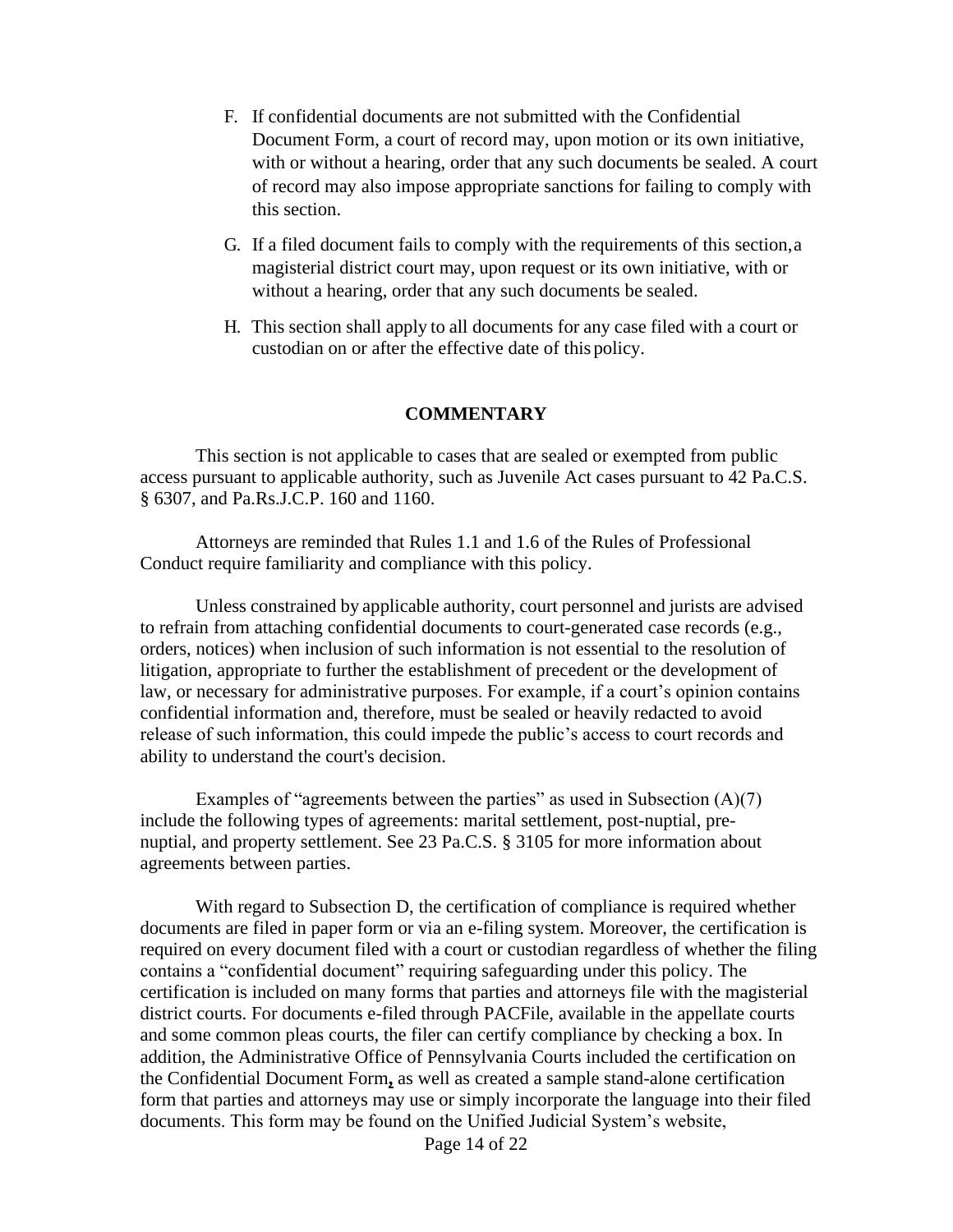F. If confidential documents are not submitted with the Confidential Document Form, a court of record may, upon motion or its own initiative, with or without a hearing, order that any such documents be sealed. A court of record may also impose appropriate sanctions for failing to comply with this section.

G. If a filed document fails to comply with the requirements of this section, a magisterial district court may, upon request or its own initiative, with or without a hearing, order that any such documents be sealed.

H. This section shall apply to all documents for any case filed with a court or custodian on or after the effective date of this policy.

**COMMENTARY**

This section is not applicable to cases that are sealed or exempted from public access pursuant to applicable authority, such as Juvenile Act cases pursuant to 42 Pa.C.S. § 6307, and Pa.Rs.J.C.P. 160 and 1160.

Attorneys are reminded that Rules 1.1 and 1.6 of the Rules of Professional Conduct require familiarity and compliance with this policy.

Unless constrained by applicable authority, court personnel and jurists are advised to refrain from attaching confidential documents to court-generated case records (e.g., orders, notices) when inclusion of such information is not essential to the resolution of litigation, appropriate to further the establishment of precedent or the development of law, or necessary for administrative purposes. For example, if a court's opinion contains confidential information and, therefore, must be sealed or heavily redacted to avoid release of such information, this could impede the public's access to court records and ability to understand the court's decision.

Examples of "agreements between the parties" as used in Subsection (A)(7) include the following types of agreements: marital settlement, post-nuptial, pre-nuptial, and property settlement. See 23 Pa.C.S. § 3105 for more information about agreements between parties.

With regard to Subsection D, the certification of compliance is required whether documents are filed in paper form or via an e-filing system. Moreover, the certification is required on every document filed with a court or custodian regardless of whether the filing contains a "confidential document" requiring safeguarding under this policy. The certification is included on many forms that parties and attorneys file with the magisterial district courts. For documents e-filed through PACFile, available in the appellate courts and some common pleas courts, the filer can certify compliance by checking a box. In addition, the Administrative Office of Pennsylvania Courts included the certification on the Confidential Document Form**,** as well as created a sample stand-alone certification form that parties and attorneys may use or simply incorporate the language into their filed documents. This form may be found on the Unified Judicial System's website,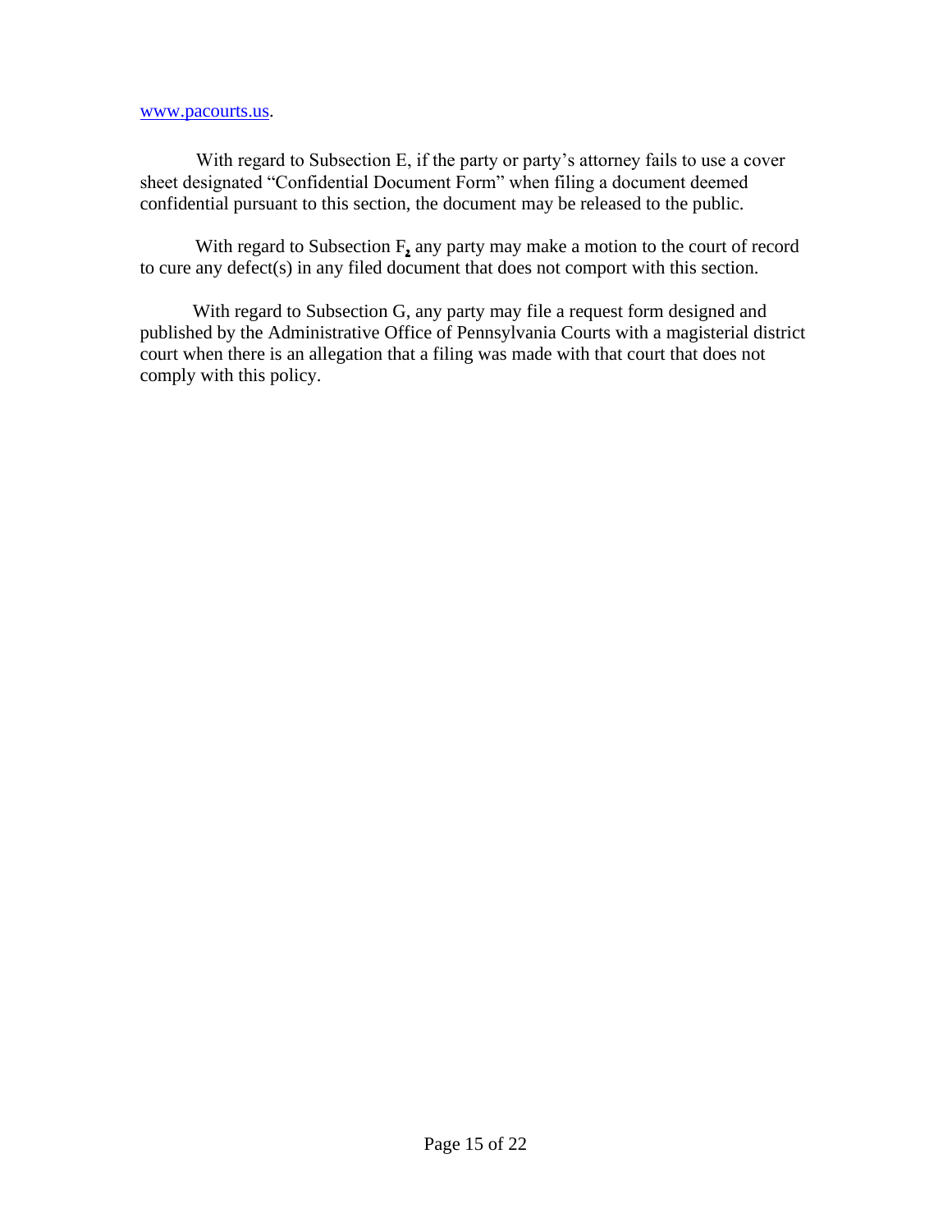www.pacourts.us.

With regard to Subsection E, if the party or party's attorney fails to use a cover sheet designated "Confidential Document Form" when filing a document deemed confidential pursuant to this section, the document may be released to the public.

With regard to Subsection F, any party may make a motion to the court of record to cure any defect(s) in any filed document that does not comport with this section.

With regard to Subsection G, any party may file a request form designed and published by the Administrative Office of Pennsylvania Courts with a magisterial district court when there is an allegation that a filing was made with that court that does not comply with this policy.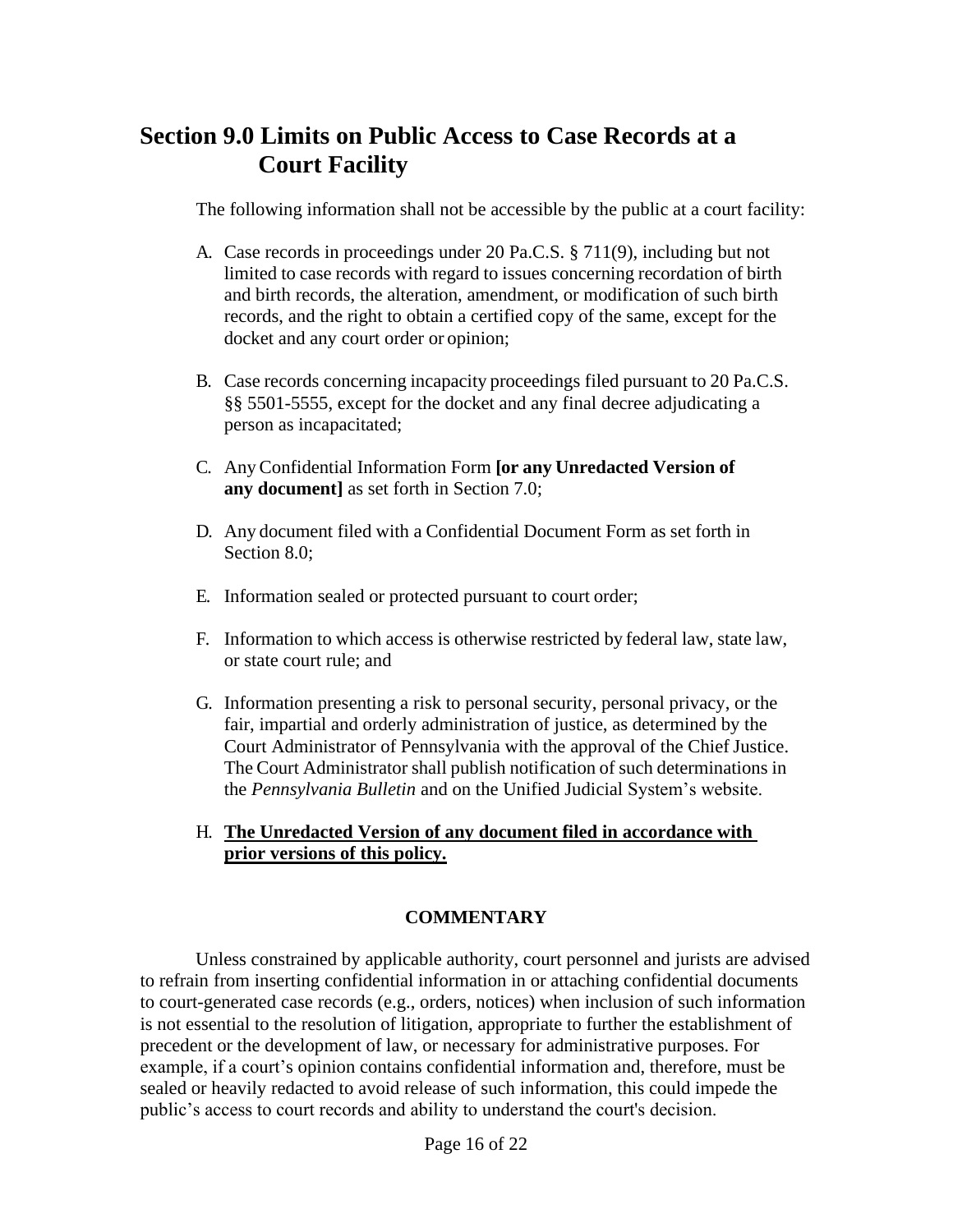## Section 9.0 Limits on Public Access to Case Records at a Court Facility

The following information shall not be accessible by the public at a court facility:

A. Case records in proceedings under 20 Pa.C.S. § 711(9), including but not limited to case records with regard to issues concerning recordation of birth and birth records, the alteration, amendment, or modification of such birth records, and the right to obtain a certified copy of the same, except for the docket and any court order or opinion;

B. Case records concerning incapacity proceedings filed pursuant to 20 Pa.C.S. §§ 5501-5555, except for the docket and any final decree adjudicating a person as incapacitated;

C. Any Confidential Information Form **[or any Unredacted Version of any document]** as set forth in Section 7.0;

D. Any document filed with a Confidential Document Form as set forth in Section 8.0;

E. Information sealed or protected pursuant to court order;

F. Information to which access is otherwise restricted by federal law, state law, or state court rule; and

G. Information presenting a risk to personal security, personal privacy, or the fair, impartial and orderly administration of justice, as determined by the Court Administrator of Pennsylvania with the approval of the Chief Justice. The Court Administrator shall publish notification of such determinations in the *Pennsylvania Bulletin* and on the Unified Judicial System's website.

H. <u>**The Unredacted Version of any document filed in accordance with prior versions of this policy.**</u>

**COMMENTARY**

Unless constrained by applicable authority, court personnel and jurists are advised to refrain from inserting confidential information in or attaching confidential documents to court-generated case records (e.g., orders, notices) when inclusion of such information is not essential to the resolution of litigation, appropriate to further the establishment of precedent or the development of law, or necessary for administrative purposes. For example, if a court's opinion contains confidential information and, therefore, must be sealed or heavily redacted to avoid release of such information, this could impede the public's access to court records and ability to understand the court's decision.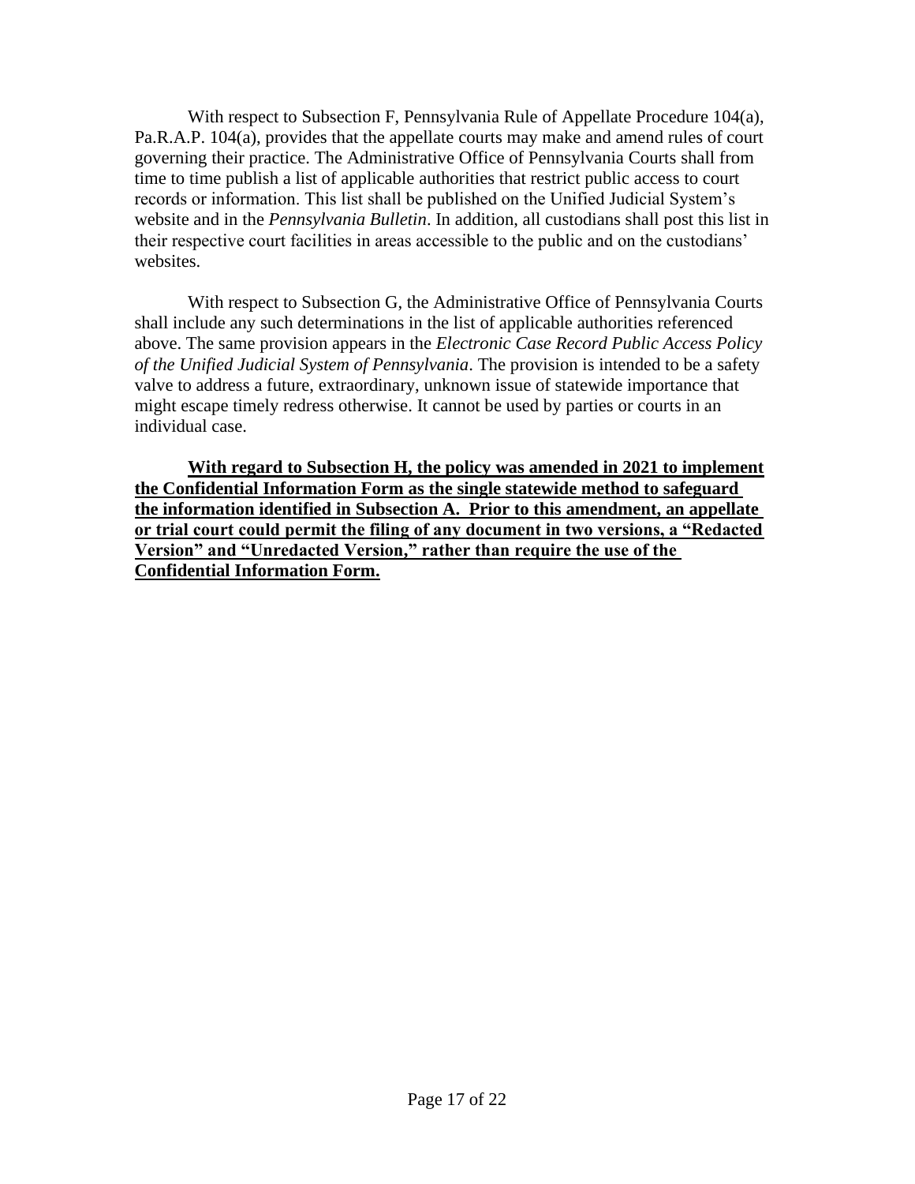With respect to Subsection F, Pennsylvania Rule of Appellate Procedure 104(a), Pa.R.A.P. 104(a), provides that the appellate courts may make and amend rules of court governing their practice. The Administrative Office of Pennsylvania Courts shall from time to time publish a list of applicable authorities that restrict public access to court records or information. This list shall be published on the Unified Judicial System's website and in the *Pennsylvania Bulletin*. In addition, all custodians shall post this list in their respective court facilities in areas accessible to the public and on the custodians' websites.

With respect to Subsection G, the Administrative Office of Pennsylvania Courts shall include any such determinations in the list of applicable authorities referenced above. The same provision appears in the *Electronic Case Record Public Access Policy of the Unified Judicial System of Pennsylvania*. The provision is intended to be a safety valve to address a future, extraordinary, unknown issue of statewide importance that might escape timely redress otherwise. It cannot be used by parties or courts in an individual case.

**With regard to Subsection H, the policy was amended in 2021 to implement the Confidential Information Form as the single statewide method to safeguard the information identified in Subsection A. Prior to this amendment, an appellate or trial court could permit the filing of any document in two versions, a "Redacted Version" and "Unredacted Version," rather than require the use of the Confidential Information Form.**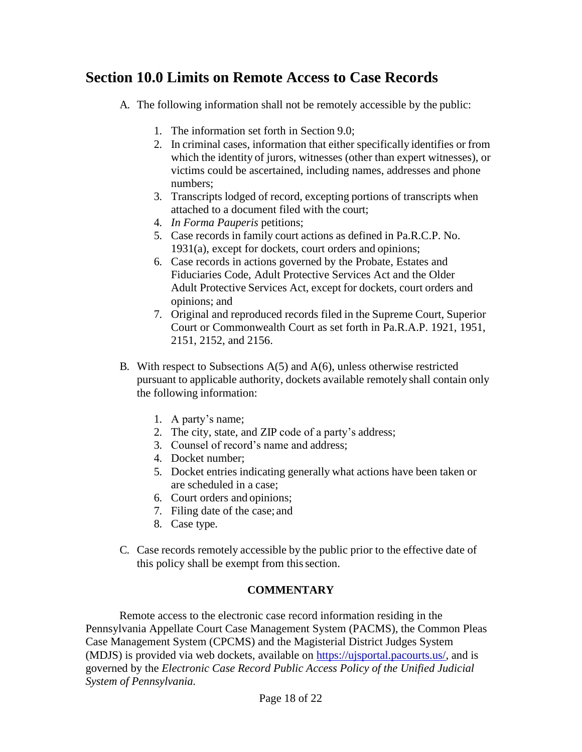## Section 10.0 Limits on Remote Access to Case Records

A. The following information shall not be remotely accessible by the public:

1. The information set forth in Section 9.0;
2. In criminal cases, information that either specifically identifies or from which the identity of jurors, witnesses (other than expert witnesses), or victims could be ascertained, including names, addresses and phone numbers;
3. Transcripts lodged of record, excepting portions of transcripts when attached to a document filed with the court;
4. *In Forma Pauperis* petitions;
5. Case records in family court actions as defined in Pa.R.C.P. No. 1931(a), except for dockets, court orders and opinions;
6. Case records in actions governed by the Probate, Estates and Fiduciaries Code, Adult Protective Services Act and the Older Adult Protective Services Act, except for dockets, court orders and opinions; and
7. Original and reproduced records filed in the Supreme Court, Superior Court or Commonwealth Court as set forth in Pa.R.A.P. 1921, 1951, 2151, 2152, and 2156.

B. With respect to Subsections A(5) and A(6), unless otherwise restricted pursuant to applicable authority, dockets available remotely shall contain only the following information:

1. A party's name;
2. The city, state, and ZIP code of a party's address;
3. Counsel of record's name and address;
4. Docket number;
5. Docket entries indicating generally what actions have been taken or are scheduled in a case;
6. Court orders and opinions;
7. Filing date of the case; and
8. Case type.

C. Case records remotely accessible by the public prior to the effective date of this policy shall be exempt from this section.

**COMMENTARY**

Remote access to the electronic case record information residing in the Pennsylvania Appellate Court Case Management System (PACMS), the Common Pleas Case Management System (CPCMS) and the Magisterial District Judges System (MDJS) is provided via web dockets, available on [https://ujsportal.pacourts.us/](https://ujsportal.pacourts.us/), and is governed by the *Electronic Case Record Public Access Policy of the Unified Judicial System of Pennsylvania.*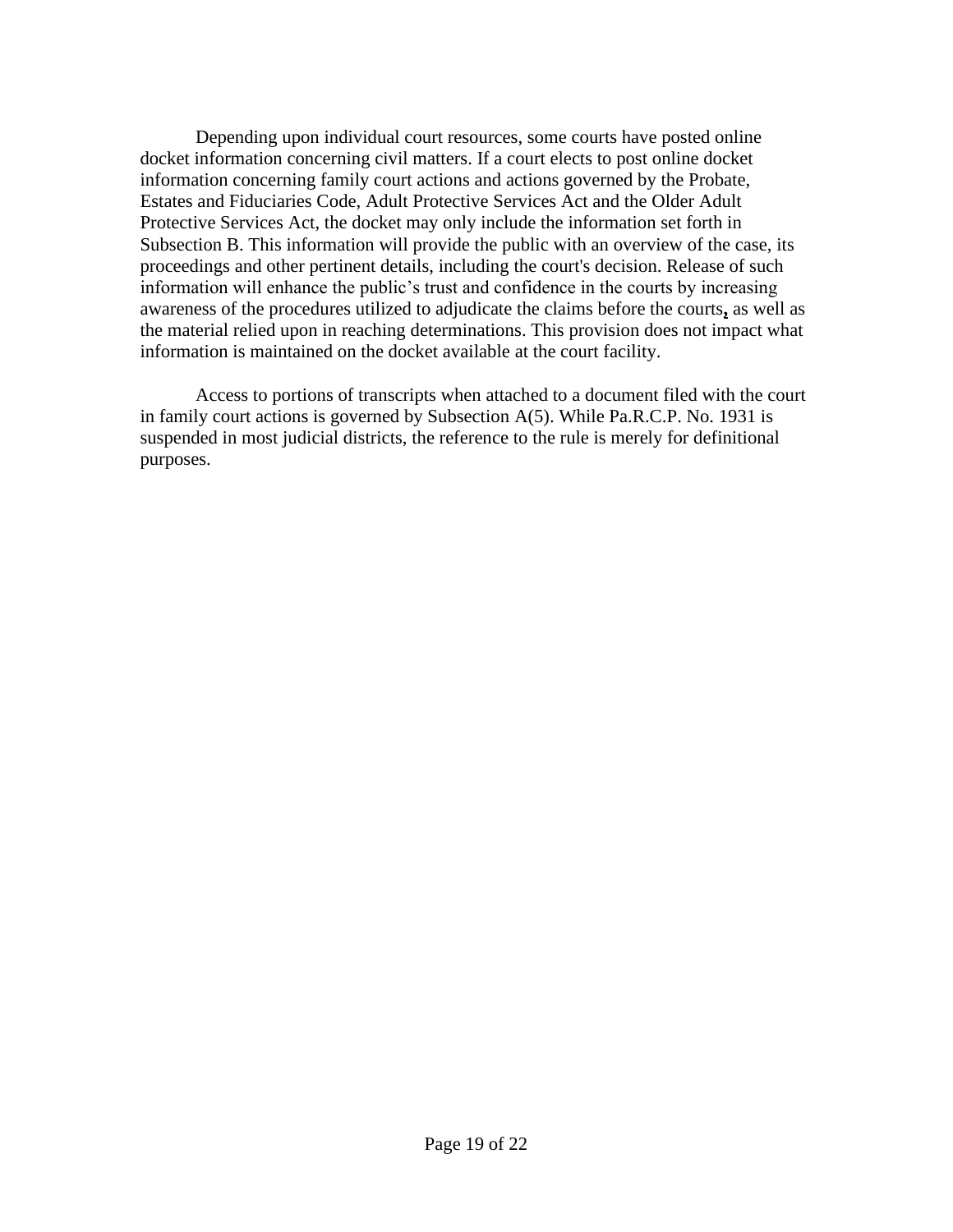Depending upon individual court resources, some courts have posted online docket information concerning civil matters. If a court elects to post online docket information concerning family court actions and actions governed by the Probate, Estates and Fiduciaries Code, Adult Protective Services Act and the Older Adult Protective Services Act, the docket may only include the information set forth in Subsection B. This information will provide the public with an overview of the case, its proceedings and other pertinent details, including the court's decision. Release of such information will enhance the public's trust and confidence in the courts by increasing awareness of the procedures utilized to adjudicate the claims before the courts, as well as the material relied upon in reaching determinations. This provision does not impact what information is maintained on the docket available at the court facility.

Access to portions of transcripts when attached to a document filed with the court in family court actions is governed by Subsection A(5). While Pa.R.C.P. No. 1931 is suspended in most judicial districts, the reference to the rule is merely for definitional purposes.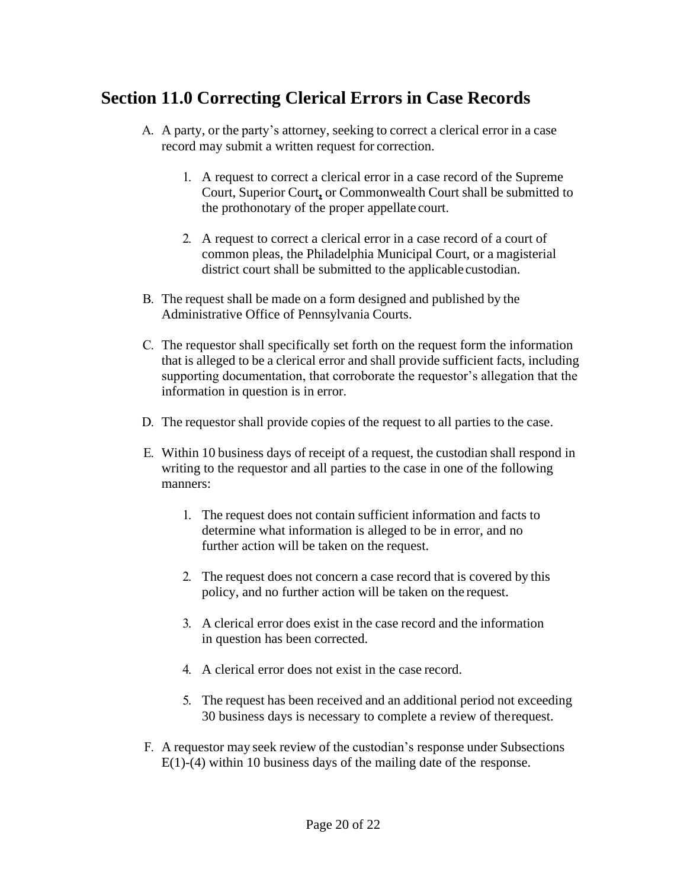## Section 11.0 Correcting Clerical Errors in Case Records

A. A party, or the party's attorney, seeking to correct a clerical error in a case record may submit a written request for correction.

   1. A request to correct a clerical error in a case record of the Supreme Court, Superior Court, or Commonwealth Court shall be submitted to the prothonotary of the proper appellate court.

   2. A request to correct a clerical error in a case record of a court of common pleas, the Philadelphia Municipal Court, or a magisterial district court shall be submitted to the applicable custodian.

B. The request shall be made on a form designed and published by the Administrative Office of Pennsylvania Courts.

C. The requestor shall specifically set forth on the request form the information that is alleged to be a clerical error and shall provide sufficient facts, including supporting documentation, that corroborate the requestor's allegation that the information in question is in error.

D. The requestor shall provide copies of the request to all parties to the case.

E. Within 10 business days of receipt of a request, the custodian shall respond in writing to the requestor and all parties to the case in one of the following manners:

   1. The request does not contain sufficient information and facts to determine what information is alleged to be in error, and no further action will be taken on the request.

   2. The request does not concern a case record that is covered by this policy, and no further action will be taken on the request.

   3. A clerical error does exist in the case record and the information in question has been corrected.

   4. A clerical error does not exist in the case record.

   5. The request has been received and an additional period not exceeding 30 business days is necessary to complete a review of the request.

F. A requestor may seek review of the custodian's response under Subsections E(1)-(4) within 10 business days of the mailing date of the response.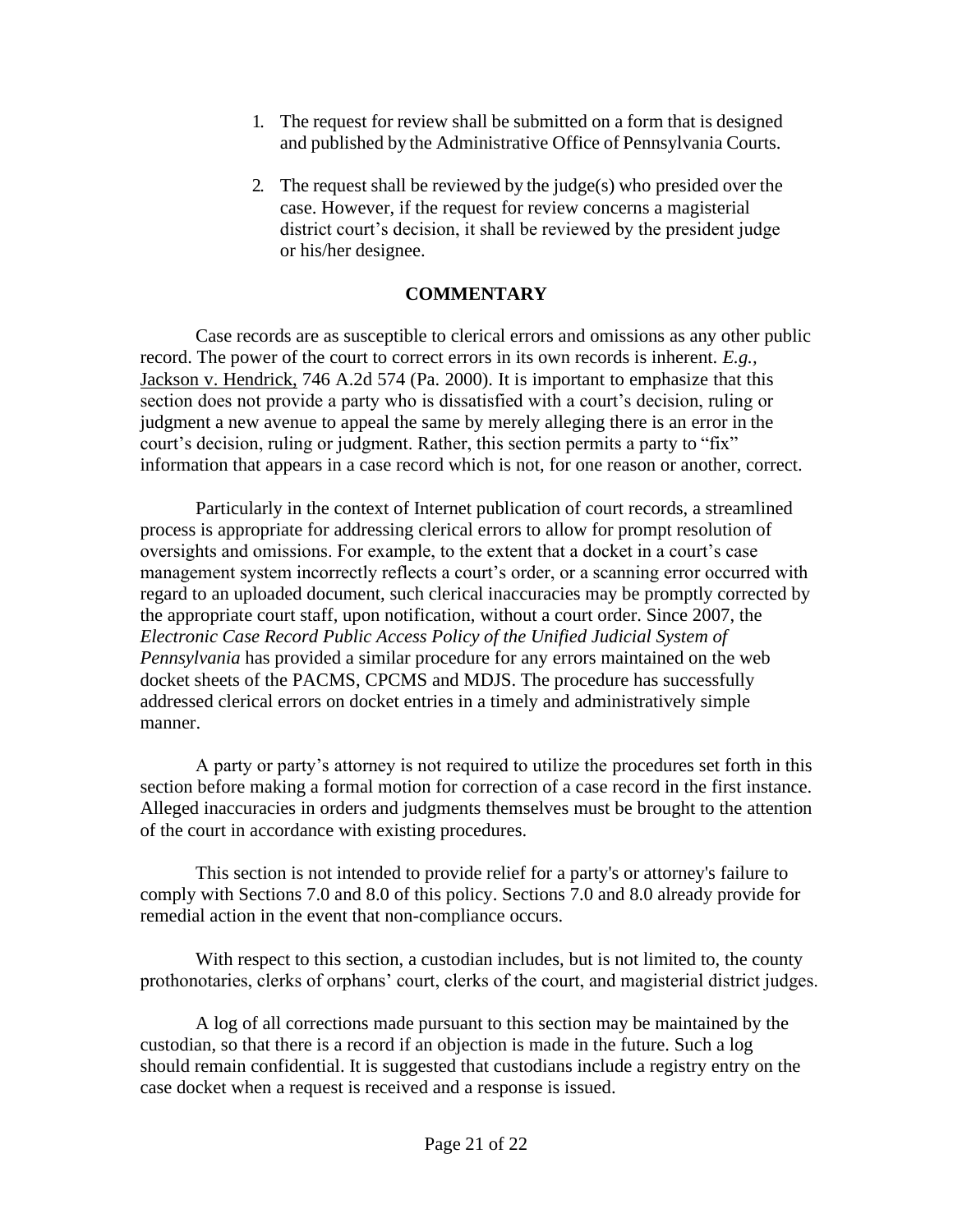1. The request for review shall be submitted on a form that is designed and published by the Administrative Office of Pennsylvania Courts.

2. The request shall be reviewed by the judge(s) who presided over the case. However, if the request for review concerns a magisterial district court's decision, it shall be reviewed by the president judge or his/her designee.

## COMMENTARY

Case records are as susceptible to clerical errors and omissions as any other public record. The power of the court to correct errors in its own records is inherent. *E.g.,* Jackson v. Hendrick, 746 A.2d 574 (Pa. 2000). It is important to emphasize that this section does not provide a party who is dissatisfied with a court's decision, ruling or judgment a new avenue to appeal the same by merely alleging there is an error in the court's decision, ruling or judgment. Rather, this section permits a party to "fix" information that appears in a case record which is not, for one reason or another, correct.

Particularly in the context of Internet publication of court records, a streamlined process is appropriate for addressing clerical errors to allow for prompt resolution of oversights and omissions. For example, to the extent that a docket in a court's case management system incorrectly reflects a court's order, or a scanning error occurred with regard to an uploaded document, such clerical inaccuracies may be promptly corrected by the appropriate court staff, upon notification, without a court order. Since 2007, the *Electronic Case Record Public Access Policy of the Unified Judicial System of Pennsylvania* has provided a similar procedure for any errors maintained on the web docket sheets of the PACMS, CPCMS and MDJS. The procedure has successfully addressed clerical errors on docket entries in a timely and administratively simple manner.

A party or party's attorney is not required to utilize the procedures set forth in this section before making a formal motion for correction of a case record in the first instance. Alleged inaccuracies in orders and judgments themselves must be brought to the attention of the court in accordance with existing procedures.

This section is not intended to provide relief for a party's or attorney's failure to comply with Sections 7.0 and 8.0 of this policy. Sections 7.0 and 8.0 already provide for remedial action in the event that non-compliance occurs.

With respect to this section, a custodian includes, but is not limited to, the county prothonotaries, clerks of orphans' court, clerks of the court, and magisterial district judges.

A log of all corrections made pursuant to this section may be maintained by the custodian, so that there is a record if an objection is made in the future. Such a log should remain confidential. It is suggested that custodians include a registry entry on the case docket when a request is received and a response is issued.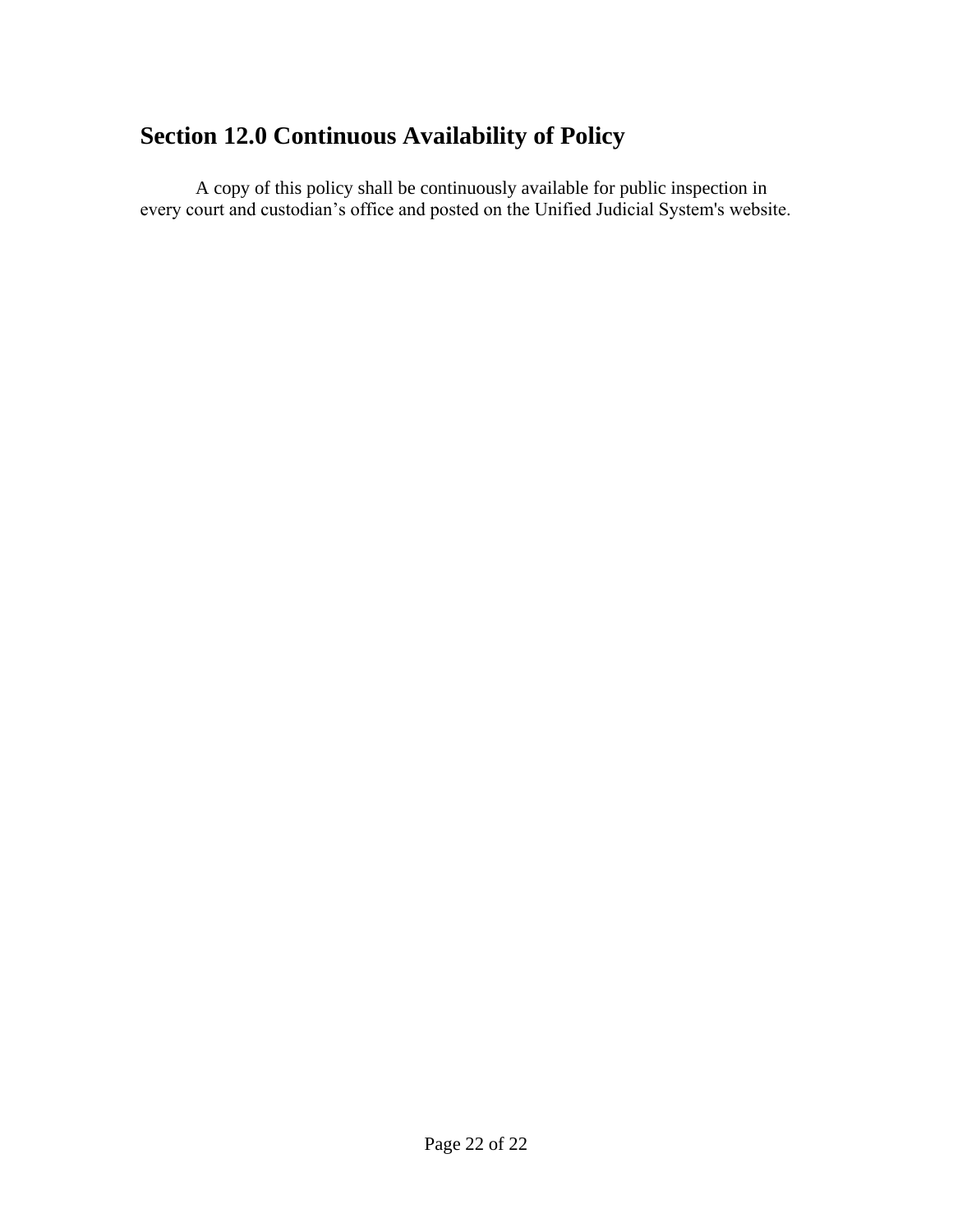## Section 12.0 Continuous Availability of Policy

A copy of this policy shall be continuously available for public inspection in every court and custodian's office and posted on the Unified Judicial System's website.